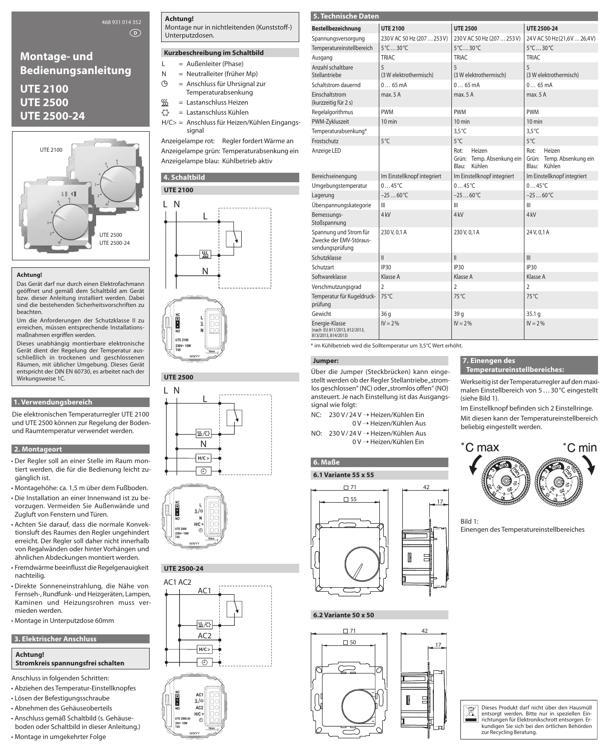468 931 014 352

D

# Montage- und Bedienungsanleitung

# UTE 2100
# UTE 2500
# UTE 2500-24

UTE 2100

UTE 2500
UTE 2500-24

**Achtung!**

Das Gerät darf nur durch einen Elektrofachmann geöffnet und gemäß dem Schaltbild am Gerät bzw. dieser Anleitung installiert werden. Dabei sind die bestehenden Sicherheitsvorschriften zu beachten.

Um die Anforderungen der Schutzklasse II zu erreichen, müssen entsprechende Installationsmaßnahmen ergriffen werden.

Dieses unabhängig montierbare elektronische Gerät dient der Regelung der Temperatur ausschließlich in trockenen und geschlossenen Räumen, mit üblicher Umgebung. Dieses Gerät entspricht der DIN EN 60730, es arbeitet nach der Wirkungsweise 1C.

## 1. Verwendungsbereich

Die elektronischen Temperaturregler UTE 2100 und UTE 2500 können zur Regelung der Boden- und Raumtemperatur verwendet werden.

## 2. Montageort

- Der Regler soll an einer Stelle im Raum montiert werden, die für die Bedienung leicht zugänglich ist.
- Montagehöhe: ca. 1,5 m über dem Fußboden.
- Die Installation an einer Innenwand ist zu bevorzugen. Vermeiden Sie Außenwände und Zugluft von Fenstern und Türen.
- Achten Sie darauf, dass die normale Konvektionsluft des Raumes den Regler ungehindert erreicht. Der Regler soll daher nicht innerhalb von Regalwänden oder hinter Vorhängen und ähnlichen Abdeckungen montiert werden.
- Fremdwärme beeinflusst die Regelgenauigkeit nachteilig.
- Direkte Sonneneinstrahlung, die Nähe von Fernseh-, Rundfunk- und Heizgeräten, Lampen, Kaminen und Heizungsrohren muss vermieden werden.
- Montage in Unterputzdose 60mm

## 3. Elektrischer Anschluss

**Achtung!**
**Stromkreis spannungsfrei schalten**

Anschluss in folgenden Schritten:

- Abziehen des Temperatur-Einstellknopfes
- Lösen der Befestigungsschraube
- Abnehmen des Gehäuseoberteils
- Anschluss gemäß Schaltbild (s. Gehäuseboden oder Schaltbild in dieser Anleitung.)
- Montage in umgekehrter Folge

**Achtung!**
Montage nur in nichtleitenden (Kunststoff-) Unterputzdosen.

### Kurzbeschreibung im Schaltbild

L = Außenleiter (Phase)
N = Neutralleiter (früher Mp)
◷ = Anschluss für Uhrsignal zur Temperaturabsenkung
♨ = Lastanschluss Heizen
☼ = Lastanschluss Kühlen
H/C> = Anschluss für Heizen/Kühlen Eingangssignal

Anzeigelampe rot: Regler fordert Wärme an
Anzeigelampe grün: Temperaturabsenkung ein
Anzeigelampe blau: Kühlbetrieb aktiv

## 4. Schaltbild

### UTE 2100

L N

L

N

NC
NO
L
N
UTE 2100
230V~ 15W
T45
10mm
WWYY

### UTE 2500

L N

L

N

H/C >

NC
NO
L
N
H/C
UTE 2500
230V~ 15W
T45
10mm
WWYY

### UTE 2500-24

AC1 AC2

AC1

AC2

H/C >

NC
NO
AC1
AC2
H/C
UTE 2500-24
24V~ 15W
T45
10mm
WWYY

## 5. Technische Daten

| Bestellbezeichnung | UTE 2100 | UTE 2500 | UTE 2500-24 |
|---|---|---|---|
| Spannungsversorgung | 230 V AC 50 Hz (207 … 253 V) | 230 V AC 50 Hz (207 … 253 V) | 24 V AC 50 Hz (21,6 V … 26,4 V) |
| Temperatureinstellbereich | 5 °C … 30 °C | 5 °C … 30 °C | 5 °C … 30 °C |
| Ausgang | TRIAC | TRIAC | TRIAC |
| Anzahl schaltbare Stellantriebe | 5 (3 W elektrothermisch) | 5 (3 W elektrothermisch) | 5 (3 W elektrothermisch) |
| Schaltstrom dauernd | 0 … 65 mA | 0 … 65 mA | 0 … 65 mA |
| Einschaltstrom (kurzzeitig für 2 s) | max. 5 A | max. 5 A | max. 5 A |
| Regelalgorithmus | PWM | PWM | PWM |
| PWM-Zykluszeit | 10 min | 10 min | 10 min |
| Temperaturabsenkung* | | 3,5 °C | 3,5 °C |
| Frostschutz | 5 °C | 5 °C | 5 °C |
| Anzeige LED | | Rot: Heizen Grün: Temp. Absenkung ein Blau: Kühlen | Rot: Heizen Grün: Temp. Absenkung ein Blau: Kühlen |
| Bereichseinengung | Im Einstellknopf integriert | Im Einstellknopf integriert | Im Einstellknopf integriert |
| Umgebungstemperatur | 0 … 45 °C | 0 … 45 °C | 0 … 45 °C |
| Lagerung | –25 … 60 °C | –25 … 60 °C | –25 … 60 °C |
| Überspannungskategorie | III | III | III |
| Bemessungs-Stoßspannung | 4 kV | 4 kV | 4 kV |
| Spannung und Strom für Zwecke der EMV-Störaussendungsprüfung | 230 V, 0,1 A | 230 V, 0,1 A | 24 V, 0,1 A |
| Schutzklasse | II | II | III |
| Schutzart | IP30 | IP30 | IP30 |
| Softwareklasse | Klasse A | Klasse A | Klasse A |
| Verschmutzungsgrad | 2 | 2 | 2 |
| Temperatur für Kugeldruckprüfung | 75 °C | 75 °C | 75 °C |
| Gewicht | 36 g | 39 g | 35.1 g |
| Energie-Klasse (nach EU 811/2013, 812/2013, 813/2013, 814/2013) | IV = 2 % | IV = 2 % | IV = 2 % |

* im Kühlbetrieb wird die Solltemperatur um 3,5 °C Wert erhöht.

### Jumper:

Über die Jumper (Steckbrücken) kann eingestellt werden ob der Regler Stellantriebe „stromlos geschlossen" (NC) oder „stromlos offen" (NO) ansteuert. Je nach Einstellung ist das Ausgangssignal wie folgt:

NC: 230 V / 24 V → Heizen/Kühlen Ein
0 V → Heizen/Kühlen Aus

NO: 230 V / 24 V → Heizen/Kühlen Aus
0 V → Heizen/Kühlen Ein

## 6. Maße

### 6.1 Variante 55 x 55

□ 71
□ 55
42
17

### 6.2 Variante 50 x 50

□ 71
□ 50
42
17

## 7. Einengen des Temperatureinstellbereiches:

Werkseitig ist der Temperaturregler auf den maximalen Einstellbereich von 5 … 30 °C eingestellt (siehe Bild 1).

Im Einstellknopf befinden sich 2 Einstellringe.

Mit diesen kann der Temperatureinstellbereich beliebig eingestellt werden.

˚C max ˚C min

Bild 1:
Einengen des Temperatureinstellbereiches

Dieses Produkt darf nicht über den Hausmüll entsorgt werden. Bitte nur in speziellen Einrichtungen für Elektronikschrott entsorgen. Erkundigen Sie sich bei den örtlichen Behörden zur Recycling Beratung.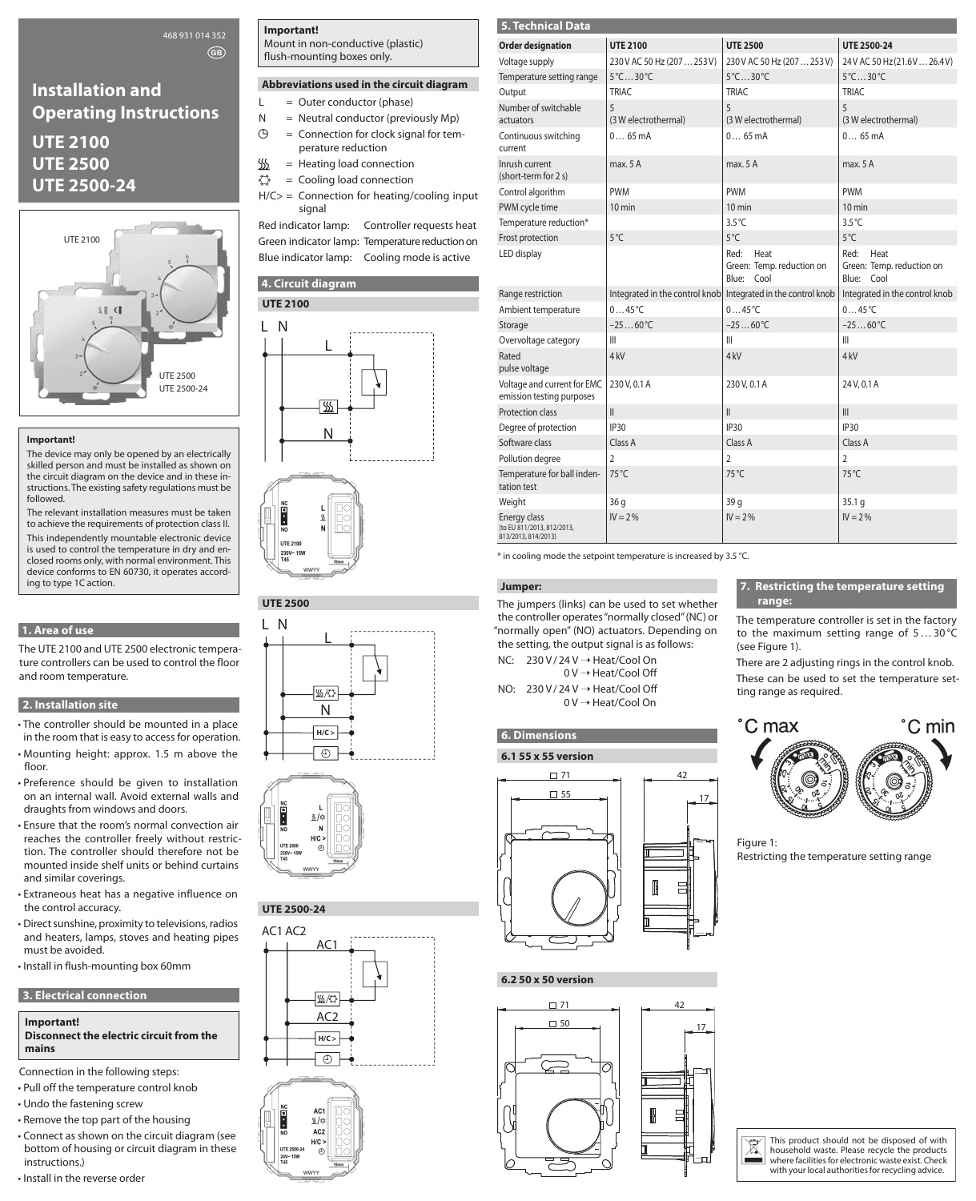468 931 014 352

GB

# Installation and Operating Instructions

# UTE 2100
# UTE 2500
# UTE 2500-24

UTE 2100

UTE 2500
UTE 2500-24

**Important!**

The device may only be opened by an electrically skilled person and must be installed as shown on the circuit diagram on the device and in these instructions. The existing safety regulations must be followed.

The relevant installation measures must be taken to achieve the requirements of protection class II.

This independently mountable electronic device is used to control the temperature in dry and enclosed rooms only, with normal environment. This device conforms to EN 60730, it operates according to type 1C action.

## 1. Area of use

The UTE 2100 and UTE 2500 electronic temperature controllers can be used to control the floor and room temperature.

## 2. Installation site

- The controller should be mounted in a place in the room that is easy to access for operation.
- Mounting height: approx. 1.5 m above the floor.
- Preference should be given to installation on an internal wall. Avoid external walls and draughts from windows and doors.
- Ensure that the room's normal convection air reaches the controller freely without restriction. The controller should therefore not be mounted inside shelf units or behind curtains and similar coverings.
- Extraneous heat has a negative influence on the control accuracy.
- Direct sunshine, proximity to televisions, radios and heaters, lamps, stoves and heating pipes must be avoided.
- Install in flush-mounting box 60mm

## 3. Electrical connection

**Important!**
**Disconnect the electric circuit from the mains**

Connection in the following steps:

- Pull off the temperature control knob
- Undo the fastening screw
- Remove the top part of the housing
- Connect as shown on the circuit diagram (see bottom of housing or circuit diagram in these instructions.)
- Install in the reverse order

**Important!**
Mount in non-conductive (plastic) flush-mounting boxes only.

**Abbreviations used in the circuit diagram**

- L = Outer conductor (phase)
- N = Neutral conductor (previously Mp)
- ◷ = Connection for clock signal for temperature reduction
- ♨ = Heating load connection
- ❄ = Cooling load connection
- H/C> = Connection for heating/cooling input signal

Red indicator lamp: Controller requests heat
Green indicator lamp: Temperature reduction on
Blue indicator lamp: Cooling mode is active

## 4. Circuit diagram

**UTE 2100**

L N
L
N

NC
NO
UTE 2100
230V~ 15W
T45
WWYY

**UTE 2500**

L N
L
N
H/C >

NC
NO
UTE 2500
230V~ 15W
T45
WWYY

**UTE 2500-24**

AC1 AC2
AC1
AC2
H/C >

NC
NO
UTE 2500-24
24V~ 15W
T45
WWYY

## 5. Technical Data

| Order designation | UTE 2100 | UTE 2500 | UTE 2500-24 |
|---|---|---|---|
| Voltage supply | 230 V AC 50 Hz (207 … 253 V) | 230 V AC 50 Hz (207 … 253 V) | 24 V AC 50 Hz (21.6 V … 26.4 V) |
| Temperature setting range | 5 °C … 30 °C | 5 °C … 30 °C | 5 °C … 30 °C |
| Output | TRIAC | TRIAC | TRIAC |
| Number of switchable actuators | 5 (3 W electrothermal) | 5 (3 W electrothermal) | 5 (3 W electrothermal) |
| Continuous switching current | 0 … 65 mA | 0 … 65 mA | 0 … 65 mA |
| Inrush current (short-term for 2 s) | max. 5 A | max. 5 A | max. 5 A |
| Control algorithm | PWM | PWM | PWM |
| PWM cycle time | 10 min | 10 min | 10 min |
| Temperature reduction* | | 3.5 °C | 3.5 °C |
| Frost protection | 5 °C | 5 °C | 5 °C |
| LED display | | Red: Heat<br>Green: Temp. reduction on<br>Blue: Cool | Red: Heat<br>Green: Temp. reduction on<br>Blue: Cool |
| Range restriction | Integrated in the control knob | Integrated in the control knob | Integrated in the control knob |
| Ambient temperature | 0 … 45 °C | 0 … 45 °C | 0 … 45 °C |
| Storage | −25 … 60 °C | −25 … 60 °C | −25 … 60 °C |
| Overvoltage category | III | III | III |
| Rated pulse voltage | 4 kV | 4 kV | 4 kV |
| Voltage and current for EMC emission testing purposes | 230 V, 0.1 A | 230 V, 0.1 A | 24 V, 0.1 A |
| Protection class | II | II | III |
| Degree of protection | IP30 | IP30 | IP30 |
| Software class | Class A | Class A | Class A |
| Pollution degree | 2 | 2 | 2 |
| Temperature for ball indentation test | 75 °C | 75 °C | 75 °C |
| Weight | 36 g | 39 g | 35.1 g |
| Energy class (to EU 811/2013, 812/2013, 813/2013, 814/2013) | IV = 2 % | IV = 2 % | IV = 2 % |

\* in cooling mode the setpoint temperature is increased by 3.5 °C.

**Jumper:**

The jumpers (links) can be used to set whether the controller operates "normally closed" (NC) or "normally open" (NO) actuators. Depending on the setting, the output signal is as follows:

NC: 230 V / 24 V → Heat/Cool On
0 V → Heat/Cool Off

NO: 230 V / 24 V → Heat/Cool Off
0 V → Heat/Cool On

## 6. Dimensions

### 6.1 55 x 55 version

□ 71
□ 55
42
17

### 6.2 50 x 50 version

□ 71
□ 50
42
17

## 7. Restricting the temperature setting range:

The temperature controller is set in the factory to the maximum setting range of 5 … 30 °C (see Figure 1).

There are 2 adjusting rings in the control knob. These can be used to set the temperature setting range as required.

˚C max ˚C min

Figure 1:
Restricting the temperature setting range

This product should not be disposed of with household waste. Please recycle the products where facilities for electronic waste exist. Check with your local authorities for recycling advice.